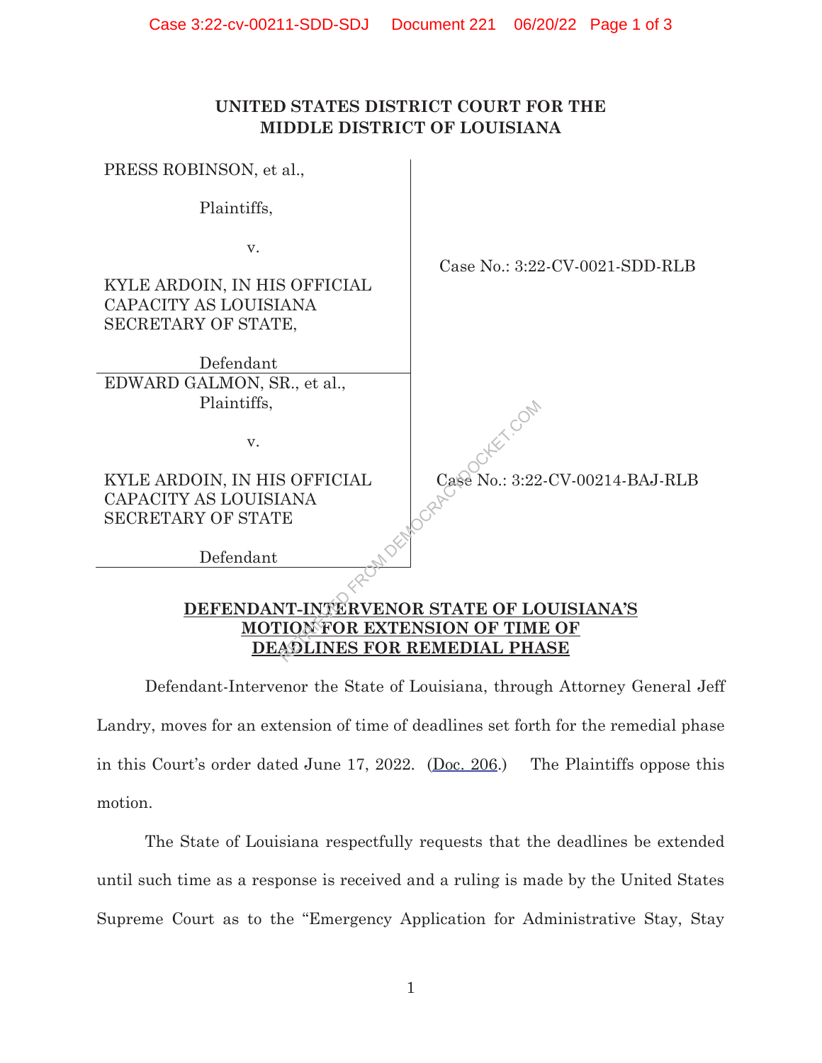**UNITED STATES DISTRICT COURT FOR THE**
**MIDDLE DISTRICT OF LOUISIANA**

| | |
|---|---|
| PRESS ROBINSON, et al.,<br><br>Plaintiffs,<br><br>v.<br><br>KYLE ARDOIN, IN HIS OFFICIAL CAPACITY AS LOUISIANA SECRETARY OF STATE,<br><br>Defendant | Case No.: 3:22-CV-0021-SDD-RLB |
| EDWARD GALMON, SR., et al.,<br>Plaintiffs,<br><br>v.<br><br>KYLE ARDOIN, IN HIS OFFICIAL CAPACITY AS LOUISIANA SECRETARY OF STATE<br><br>Defendant | Case No.: 3:22-CV-00214-BAJ-RLB |

**DEFENDANT-INTERVENOR STATE OF LOUISIANA'S MOTION FOR EXTENSION OF TIME OF DEADLINES FOR REMEDIAL PHASE**

Defendant-Intervenor the State of Louisiana, through Attorney General Jeff Landry, moves for an extension of time of deadlines set forth for the remedial phase in this Court's order dated June 17, 2022. (Doc. 206.) The Plaintiffs oppose this motion.

The State of Louisiana respectfully requests that the deadlines be extended until such time as a response is received and a ruling is made by the United States Supreme Court as to the "Emergency Application for Administrative Stay, Stay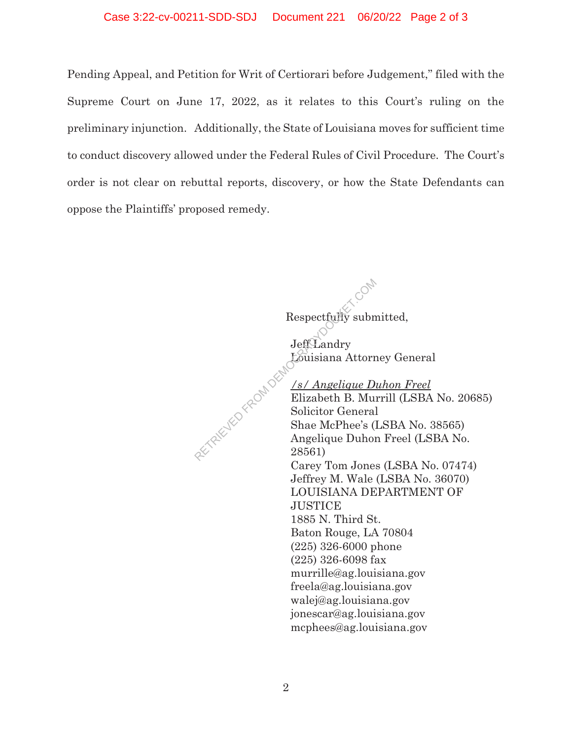Pending Appeal, and Petition for Writ of Certiorari before Judgement," filed with the Supreme Court on June 17, 2022, as it relates to this Court's ruling on the preliminary injunction. Additionally, the State of Louisiana moves for sufficient time to conduct discovery allowed under the Federal Rules of Civil Procedure. The Court's order is not clear on rebuttal reports, discovery, or how the State Defendants can oppose the Plaintiffs' proposed remedy.

Respectfully submitted,

Jeff Landry
Louisiana Attorney General

*/s/ Angelique Duhon Freel*
Elizabeth B. Murrill (LSBA No. 20685)
Solicitor General
Shae McPhee's (LSBA No. 38565)
Angelique Duhon Freel (LSBA No. 28561)
Carey Tom Jones (LSBA No. 07474)
Jeffrey M. Wale (LSBA No. 36070)
LOUISIANA DEPARTMENT OF JUSTICE
1885 N. Third St.
Baton Rouge, LA 70804
(225) 326-6000 phone
(225) 326-6098 fax
murrille@ag.louisiana.gov
freela@ag.louisiana.gov
walej@ag.louisiana.gov
jonescar@ag.louisiana.gov
mcphees@ag.louisiana.gov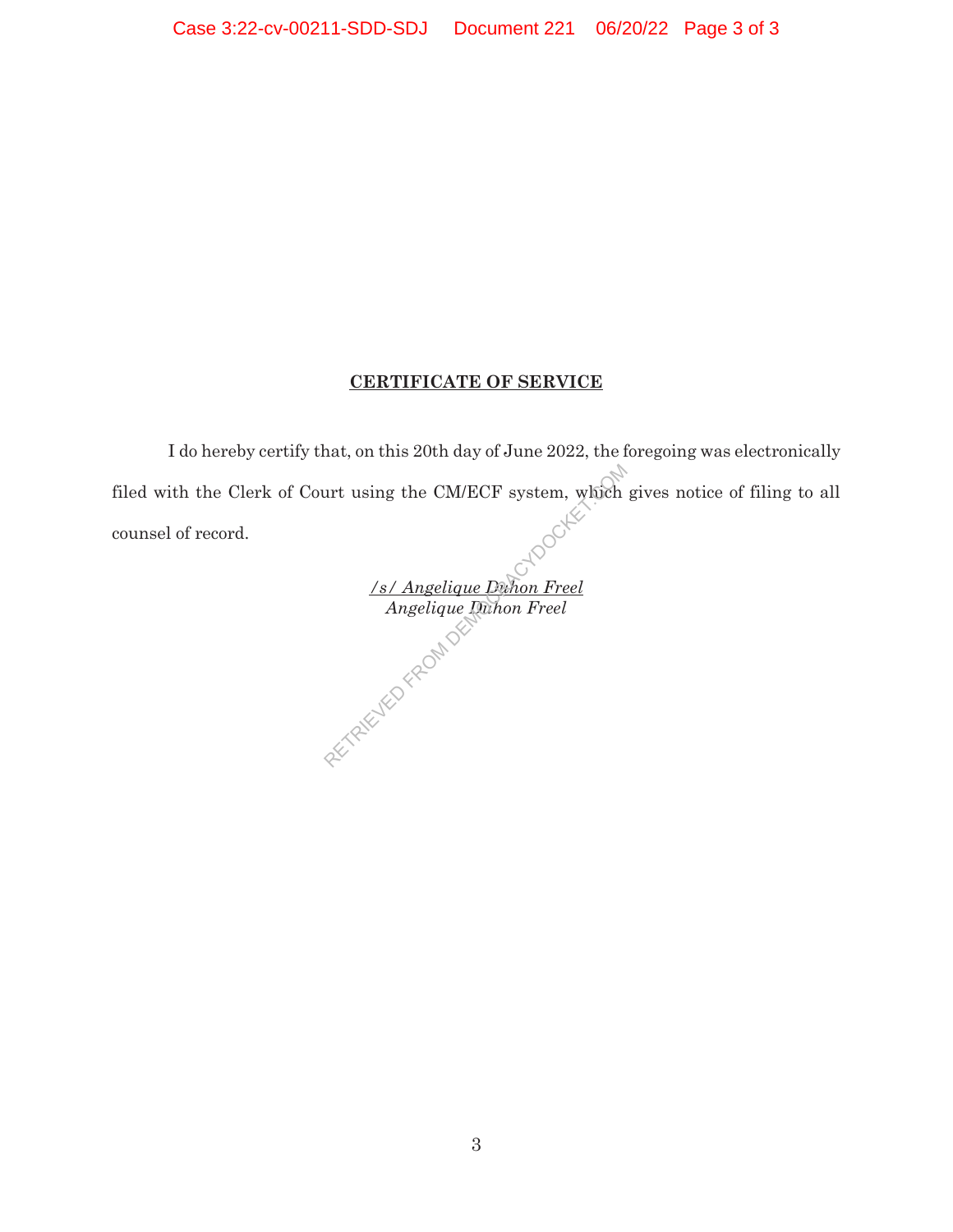**CERTIFICATE OF SERVICE**

I do hereby certify that, on this 20th day of June 2022, the foregoing was electronically filed with the Clerk of Court using the CM/ECF system, which gives notice of filing to all counsel of record.

*/s/ Angelique Duhon Freel*
*Angelique Duhon Freel*